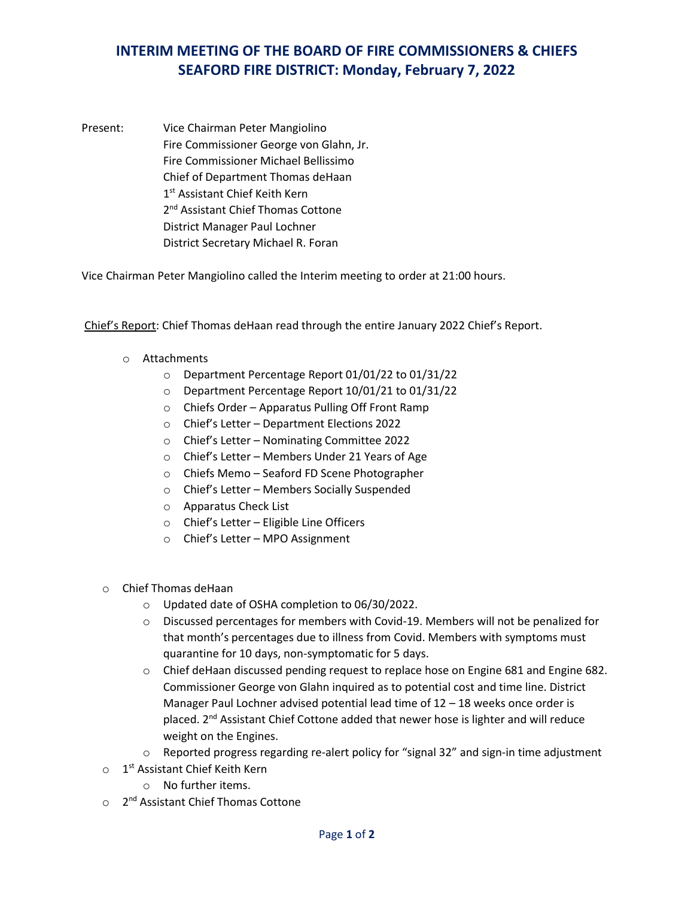# INTERIM MEETING OF THE BOARD OF FIRE COMMISSIONERS & CHIEFS
# SEAFORD FIRE DISTRICT: Monday, February 7, 2022

Present: Vice Chairman Peter Mangiolino
Fire Commissioner George von Glahn, Jr.
Fire Commissioner Michael Bellissimo
Chief of Department Thomas deHaan
1st Assistant Chief Keith Kern
2nd Assistant Chief Thomas Cottone
District Manager Paul Lochner
District Secretary Michael R. Foran

Vice Chairman Peter Mangiolino called the Interim meeting to order at 21:00 hours.

Chief's Report: Chief Thomas deHaan read through the entire January 2022 Chief's Report.

- Attachments
  - Department Percentage Report 01/01/22 to 01/31/22
  - Department Percentage Report 10/01/21 to 01/31/22
  - Chiefs Order – Apparatus Pulling Off Front Ramp
  - Chief's Letter – Department Elections 2022
  - Chief's Letter – Nominating Committee 2022
  - Chief's Letter – Members Under 21 Years of Age
  - Chiefs Memo – Seaford FD Scene Photographer
  - Chief's Letter – Members Socially Suspended
  - Apparatus Check List
  - Chief's Letter – Eligible Line Officers
  - Chief's Letter – MPO Assignment

- Chief Thomas deHaan
  - Updated date of OSHA completion to 06/30/2022.
  - Discussed percentages for members with Covid-19. Members will not be penalized for that month's percentages due to illness from Covid. Members with symptoms must quarantine for 10 days, non-symptomatic for 5 days.
  - Chief deHaan discussed pending request to replace hose on Engine 681 and Engine 682. Commissioner George von Glahn inquired as to potential cost and time line. District Manager Paul Lochner advised potential lead time of 12 – 18 weeks once order is placed. 2nd Assistant Chief Cottone added that newer hose is lighter and will reduce weight on the Engines.
  - Reported progress regarding re-alert policy for "signal 32" and sign-in time adjustment
- 1st Assistant Chief Keith Kern
  - No further items.
- 2nd Assistant Chief Thomas Cottone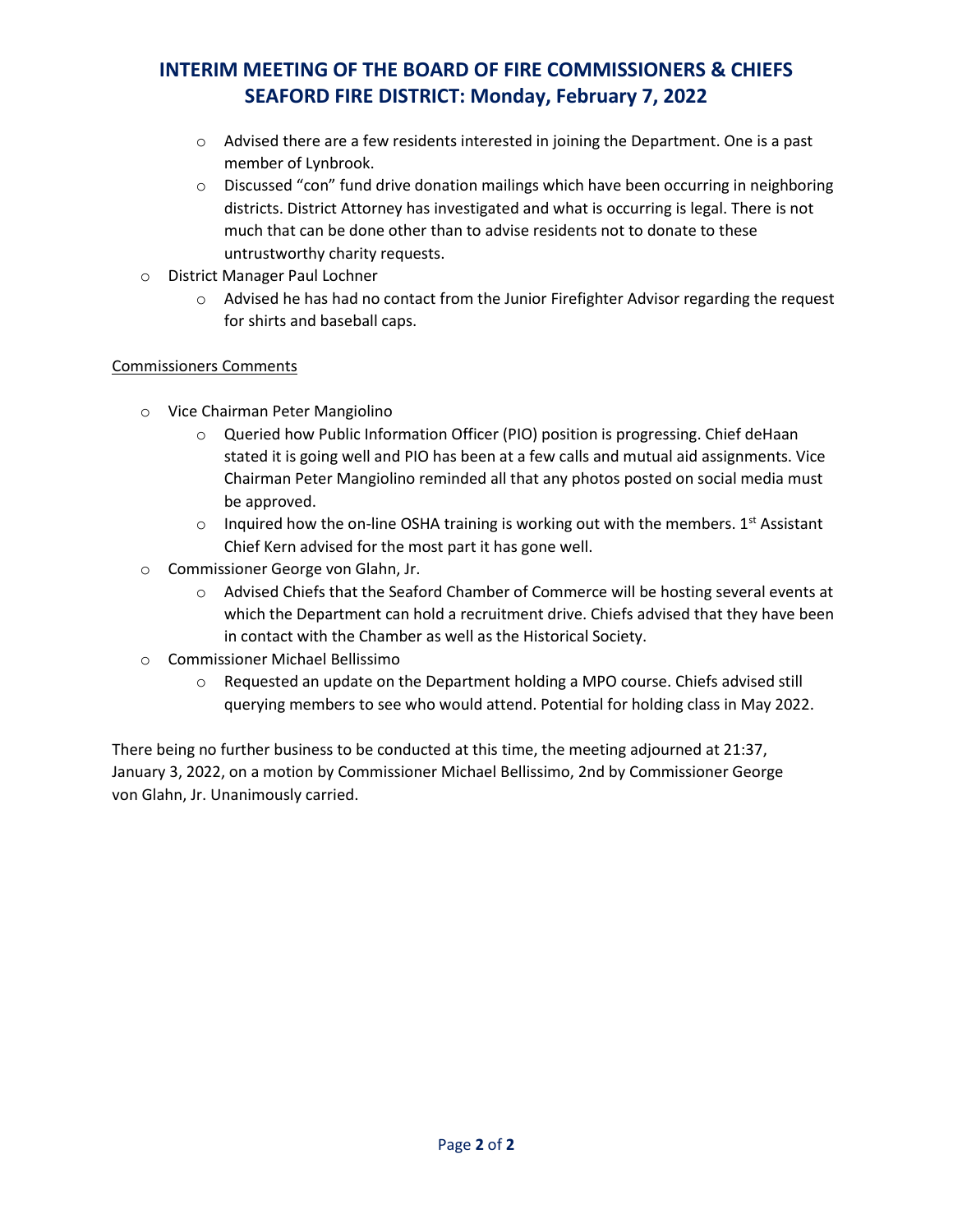- Advised there are a few residents interested in joining the Department. One is a past member of Lynbrook.
  - Discussed "con" fund drive donation mailings which have been occurring in neighboring districts. District Attorney has investigated and what is occurring is legal. There is not much that can be done other than to advise residents not to donate to these untrustworthy charity requests.
- District Manager Paul Lochner
  - Advised he has had no contact from the Junior Firefighter Advisor regarding the request for shirts and baseball caps.

Commissioners Comments

- Vice Chairman Peter Mangiolino
  - Queried how Public Information Officer (PIO) position is progressing. Chief deHaan stated it is going well and PIO has been at a few calls and mutual aid assignments. Vice Chairman Peter Mangiolino reminded all that any photos posted on social media must be approved.
  - Inquired how the on-line OSHA training is working out with the members. 1st Assistant Chief Kern advised for the most part it has gone well.
- Commissioner George von Glahn, Jr.
  - Advised Chiefs that the Seaford Chamber of Commerce will be hosting several events at which the Department can hold a recruitment drive. Chiefs advised that they have been in contact with the Chamber as well as the Historical Society.
- Commissioner Michael Bellissimo
  - Requested an update on the Department holding a MPO course. Chiefs advised still querying members to see who would attend. Potential for holding class in May 2022.

There being no further business to be conducted at this time, the meeting adjourned at 21:37, January 3, 2022, on a motion by Commissioner Michael Bellissimo, 2nd by Commissioner George von Glahn, Jr. Unanimously carried.